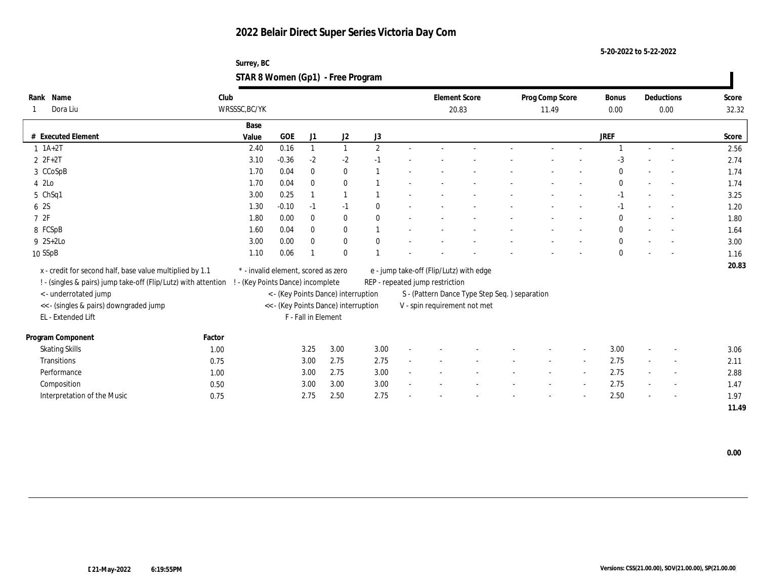# 2022 Belair Direct Super Series Victoria Day Com

5-20-2022 to 5-22-2022

Surrey, BC

## STAR 8 Women (Gp1) - Free Program

| Rank | Name | Club | Element Score | Prog Comp Score | Bonus | Deductions | Score |
|---|---|---|---|---|---|---|---|
| 1 | Dora Liu | WRSSSC,BC/YK | 20.83 | 11.49 | 0.00 | 0.00 | 32.32 |

| # | Executed Element | Base Value | GOE | J1 | J2 | J3 | | | | | | | | | JREF | | | Score |
|---|---|---|---|---|---|---|---|---|---|---|---|---|---|---|---|---|---|---|
| 1 | 1A+2T | 2.40 | 0.16 | 1 | 1 | 2 | - | - | - | - | - | - | - | - | 1 | - | - | 2.56 |
| 2 | 2F+2T | 3.10 | -0.36 | -2 | -2 | -1 | - | - | - | - | - | - | - | - | -3 | - | - | 2.74 |
| 3 | CCoSpB | 1.70 | 0.04 | 0 | 0 | 1 | - | - | - | - | - | - | - | - | 0 | - | - | 1.74 |
| 4 | 2Lo | 1.70 | 0.04 | 0 | 0 | 1 | - | - | - | - | - | - | - | - | 0 | - | - | 1.74 |
| 5 | ChSq1 | 3.00 | 0.25 | 1 | 1 | 1 | - | - | - | - | - | - | - | - | -1 | - | - | 3.25 |
| 6 | 2S | 1.30 | -0.10 | -1 | -1 | 0 | - | - | - | - | - | - | - | - | -1 | - | - | 1.20 |
| 7 | 2F | 1.80 | 0.00 | 0 | 0 | 0 | - | - | - | - | - | - | - | - | 0 | - | - | 1.80 |
| 8 | FCSpB | 1.60 | 0.04 | 0 | 0 | 1 | - | - | - | - | - | - | - | - | 0 | - | - | 1.64 |
| 9 | 2S+2Lo | 3.00 | 0.00 | 0 | 0 | 0 | - | - | - | - | - | - | - | - | 0 | - | - | 3.00 |
| 10 | SSpB | 1.10 | 0.06 | 1 | 0 | 1 | - | - | - | - | - | - | - | - | 0 | - | - | 1.16 |
| | | | | | | | | | | | | | | | | | | 20.83 |

x - credit for second half, base value multiplied by 1.1
! - (singles & pairs) jump take-off (Flip/Lutz) with attention
< - underrotated jump
<< - (singles & pairs) downgraded jump
EL - Extended Lift
* - invalid element, scored as zero
! - (Key Points Dance) incomplete
< - (Key Points Dance) interruption
<< - (Key Points Dance) interruption
F - Fall in Element
e - jump take-off (Flip/Lutz) with edge
REP - repeated jump restriction
S - (Pattern Dance Type Step Seq. ) separation
V - spin requirement not met

| Program Component | Factor | J1 | J2 | J3 | | | | | | | | | JREF | | | Score |
|---|---|---|---|---|---|---|---|---|---|---|---|---|---|---|---|---|
| Skating Skills | 1.00 | 3.25 | 3.00 | 3.00 | - | - | - | - | - | - | - | - | 3.00 | - | - | 3.06 |
| Transitions | 0.75 | 3.00 | 2.75 | 2.75 | - | - | - | - | - | - | - | - | 2.75 | - | - | 2.11 |
| Performance | 1.00 | 3.00 | 2.75 | 3.00 | - | - | - | - | - | - | - | - | 2.75 | - | - | 2.88 |
| Composition | 0.50 | 3.00 | 3.00 | 3.00 | - | - | - | - | - | - | - | - | 2.75 | - | - | 1.47 |
| Interpretation of the Music | 0.75 | 2.75 | 2.50 | 2.75 | - | - | - | - | - | - | - | - | 2.50 | - | - | 1.97 |
| | | | | | | | | | | | | | | | | 11.49 |

0.00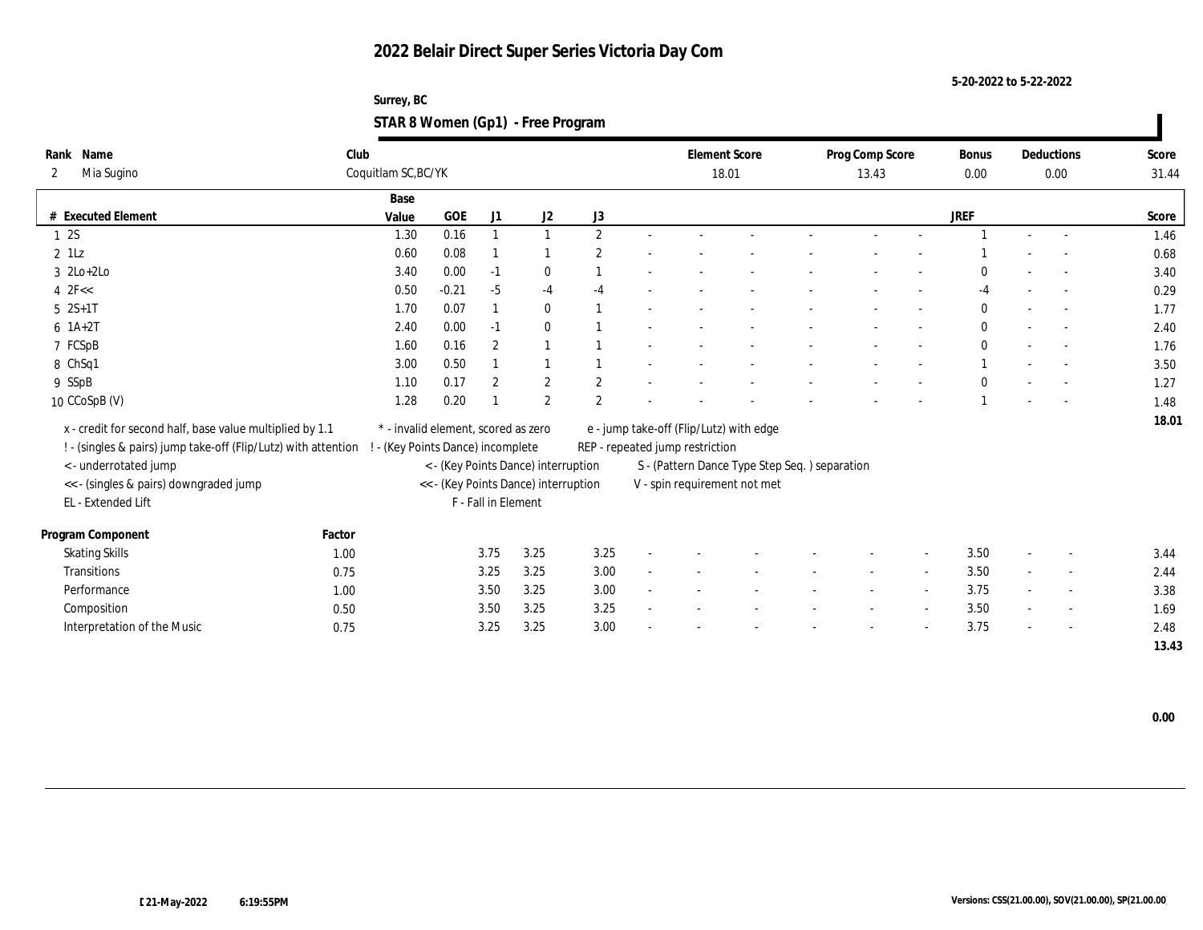# 2022 Belair Direct Super Series Victoria Day Com

5-20-2022 to 5-22-2022

Surrey, BC

## STAR 8 Women (Gp1) - Free Program

| Rank | Name | Club | Element Score | Prog Comp Score | Bonus | Deductions | Score |
|---|---|---|---|---|---|---|---|
| 2 | Mia Sugino | Coquitlam SC,BC/YK | 18.01 | 13.43 | 0.00 | 0.00 | 31.44 |

| # | Executed Element | Base Value | GOE | J1 | J2 | J3 | | | | | | | | | JREF | | | Score |
|---|---|---|---|---|---|---|---|---|---|---|---|---|---|---|---|---|---|---|
| 1 | 2S | 1.30 | 0.16 | 1 | 1 | 2 | - | - | - | - | - | - | - | - | 1 | - | - | 1.46 |
| 2 | 1Lz | 0.60 | 0.08 | 1 | 1 | 2 | - | - | - | - | - | - | - | - | 1 | - | - | 0.68 |
| 3 | 2Lo+2Lo | 3.40 | 0.00 | -1 | 0 | 1 | - | - | - | - | - | - | - | - | 0 | - | - | 3.40 |
| 4 | 2F<< | 0.50 | -0.21 | -5 | -4 | -4 | - | - | - | - | - | - | - | - | -4 | - | - | 0.29 |
| 5 | 2S+1T | 1.70 | 0.07 | 1 | 0 | 1 | - | - | - | - | - | - | - | - | 0 | - | - | 1.77 |
| 6 | 1A+2T | 2.40 | 0.00 | -1 | 0 | 1 | - | - | - | - | - | - | - | - | 0 | - | - | 2.40 |
| 7 | FCSpB | 1.60 | 0.16 | 2 | 1 | 1 | - | - | - | - | - | - | - | - | 0 | - | - | 1.76 |
| 8 | ChSq1 | 3.00 | 0.50 | 1 | 1 | 1 | - | - | - | - | - | - | - | - | 1 | - | - | 3.50 |
| 9 | SSpB | 1.10 | 0.17 | 2 | 2 | 2 | - | - | - | - | - | - | - | - | 0 | - | - | 1.27 |
| 10 | CCoSpB (V) | 1.28 | 0.20 | 1 | 2 | 2 | - | - | - | - | - | - | - | - | 1 | - | - | 1.48 |
| | | | | | | | | | | | | | | | | | | 18.01 |

x - credit for second half, base value multiplied by 1.1
! - (singles & pairs) jump take-off (Flip/Lutz) with attention
< - underrotated jump
<< - (singles & pairs) downgraded jump
EL - Extended Lift
* - invalid element, scored as zero
! - (Key Points Dance) incomplete
< - (Key Points Dance) interruption
<< - (Key Points Dance) interruption
F - Fall in Element
e - jump take-off (Flip/Lutz) with edge
REP - repeated jump restriction
S - (Pattern Dance Type Step Seq. ) separation
V - spin requirement not met

| Program Component | Factor | J1 | J2 | J3 | | | | | | | JREF | | | Score |
|---|---|---|---|---|---|---|---|---|---|---|---|---|---|---|
| Skating Skills | 1.00 | 3.75 | 3.25 | 3.25 | - | - | - | - | - | - | 3.50 | - | - | 3.44 |
| Transitions | 0.75 | 3.25 | 3.25 | 3.00 | - | - | - | - | - | - | 3.50 | - | - | 2.44 |
| Performance | 1.00 | 3.50 | 3.25 | 3.00 | - | - | - | - | - | - | 3.75 | - | - | 3.38 |
| Composition | 0.50 | 3.50 | 3.25 | 3.25 | - | - | - | - | - | - | 3.50 | - | - | 1.69 |
| Interpretation of the Music | 0.75 | 3.25 | 3.25 | 3.00 | - | - | - | - | - | - | 3.75 | - | - | 2.48 |
| | | | | | | | | | | | | | | 13.43 |

0.00

21-May-2022 6:19:55PM

Versions: CSS(21.00.00), SOV(21.00.00), SP(21.00.00)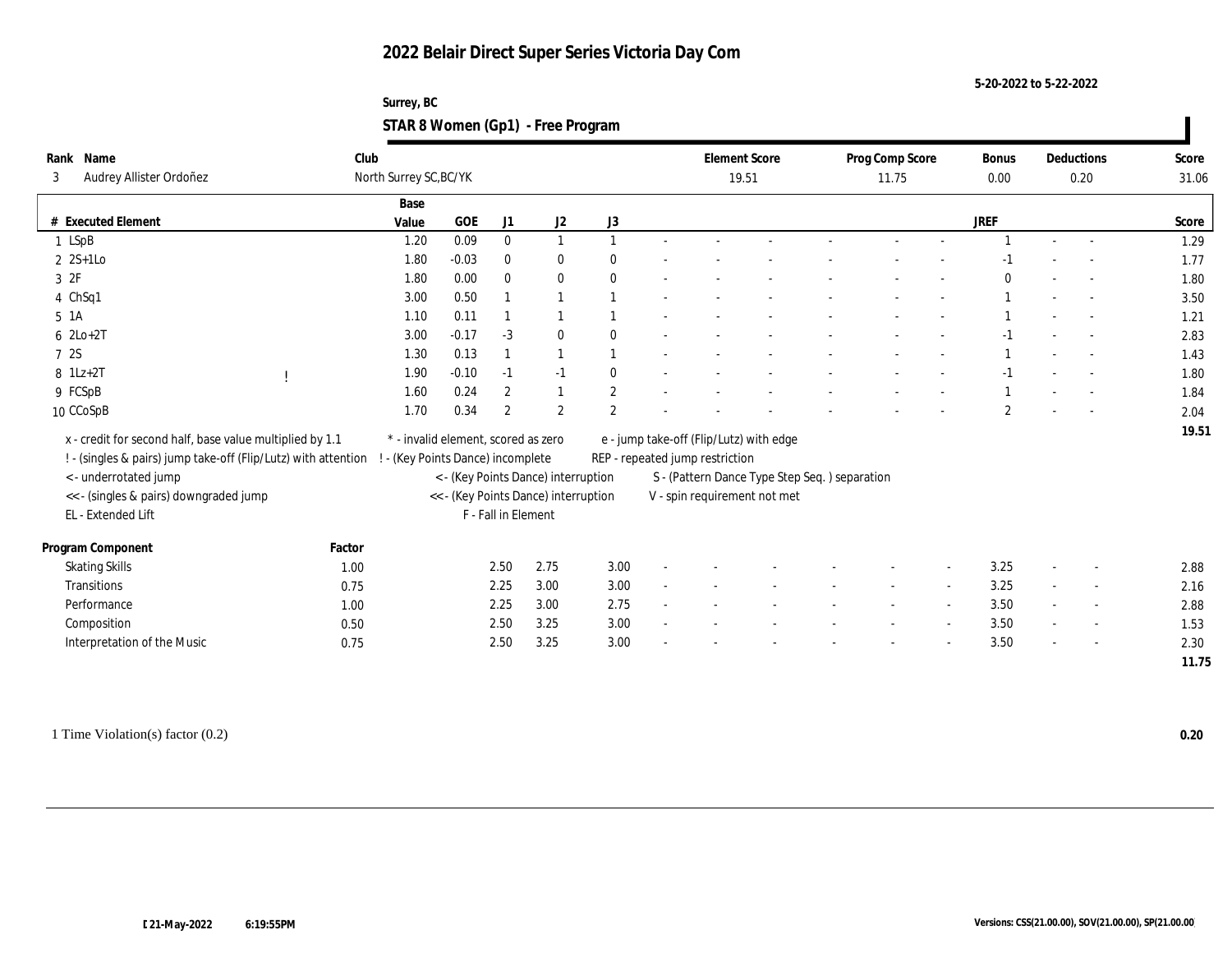# 2022 Belair Direct Super Series Victoria Day Com

5-20-2022 to 5-22-2022

Surrey, BC

## STAR 8 Women (Gp1) - Free Program

| Rank | Name | Club | Element Score | Prog Comp Score | Bonus | Deductions | Score |
|---|---|---|---|---|---|---|---|
| 3 | Audrey Allister Ordoñez | North Surrey SC,BC/YK | 19.51 | 11.75 | 0.00 | 0.20 | 31.06 |

| # | Executed Element | | Base Value | GOE | J1 | J2 | J3 | | | | | | | JREF | | | Score |
|---|---|---|---|---|---|---|---|---|---|---|---|---|---|---|---|---|---|
| 1 | LSpB | | 1.20 | 0.09 | 0 | 1 | 1 | - | - | - | - | - | - | 1 | - | - | 1.29 |
| 2 | 2S+1Lo | | 1.80 | -0.03 | 0 | 0 | 0 | - | - | - | - | - | - | -1 | - | - | 1.77 |
| 3 | 2F | | 1.80 | 0.00 | 0 | 0 | 0 | - | - | - | - | - | - | 0 | - | - | 1.80 |
| 4 | ChSq1 | | 3.00 | 0.50 | 1 | 1 | 1 | - | - | - | - | - | - | 1 | - | - | 3.50 |
| 5 | 1A | | 1.10 | 0.11 | 1 | 1 | 1 | - | - | - | - | - | - | 1 | - | - | 1.21 |
| 6 | 2Lo+2T | | 3.00 | -0.17 | -3 | 0 | 0 | - | - | - | - | - | - | -1 | - | - | 2.83 |
| 7 | 2S | | 1.30 | 0.13 | 1 | 1 | 1 | - | - | - | - | - | - | 1 | - | - | 1.43 |
| 8 | 1Lz+2T | ! | 1.90 | -0.10 | -1 | -1 | 0 | - | - | - | - | - | - | -1 | - | - | 1.80 |
| 9 | FCSpB | | 1.60 | 0.24 | 2 | 1 | 2 | - | - | - | - | - | - | 1 | - | - | 1.84 |
| 10 | CCoSpB | | 1.70 | 0.34 | 2 | 2 | 2 | - | - | - | - | - | - | 2 | - | - | 2.04 |
| | | | | | | | | | | | | | | | | | 19.51 |

x - credit for second half, base value multiplied by 1.1
! - (singles & pairs) jump take-off (Flip/Lutz) with attention
< - underrotated jump
<< - (singles & pairs) downgraded jump
EL - Extended Lift
\* - invalid element, scored as zero
! - (Key Points Dance) incomplete
< - (Key Points Dance) interruption
<< - (Key Points Dance) interruption
F - Fall in Element
e - jump take-off (Flip/Lutz) with edge
REP - repeated jump restriction
S - (Pattern Dance Type Step Seq. ) separation
V - spin requirement not met

| Program Component | Factor | J1 | J2 | J3 | | | | | | | JREF | | | Score |
|---|---|---|---|---|---|---|---|---|---|---|---|---|---|---|
| Skating Skills | 1.00 | 2.50 | 2.75 | 3.00 | - | - | - | - | - | - | 3.25 | - | - | 2.88 |
| Transitions | 0.75 | 2.25 | 3.00 | 3.00 | - | - | - | - | - | - | 3.25 | - | - | 2.16 |
| Performance | 1.00 | 2.25 | 3.00 | 2.75 | - | - | - | - | - | - | 3.50 | - | - | 2.88 |
| Composition | 0.50 | 2.50 | 3.25 | 3.00 | - | - | - | - | - | - | 3.50 | - | - | 1.53 |
| Interpretation of the Music | 0.75 | 2.50 | 3.25 | 3.00 | - | - | - | - | - | - | 3.50 | - | - | 2.30 |
| | | | | | | | | | | | | | | 11.75 |

1 Time Violation(s) factor (0.2) **0.20**

[ 21-May-2022 6:19:55PM Versions: CSS(21.00.00), SOV(21.00.00), SP(21.00.00)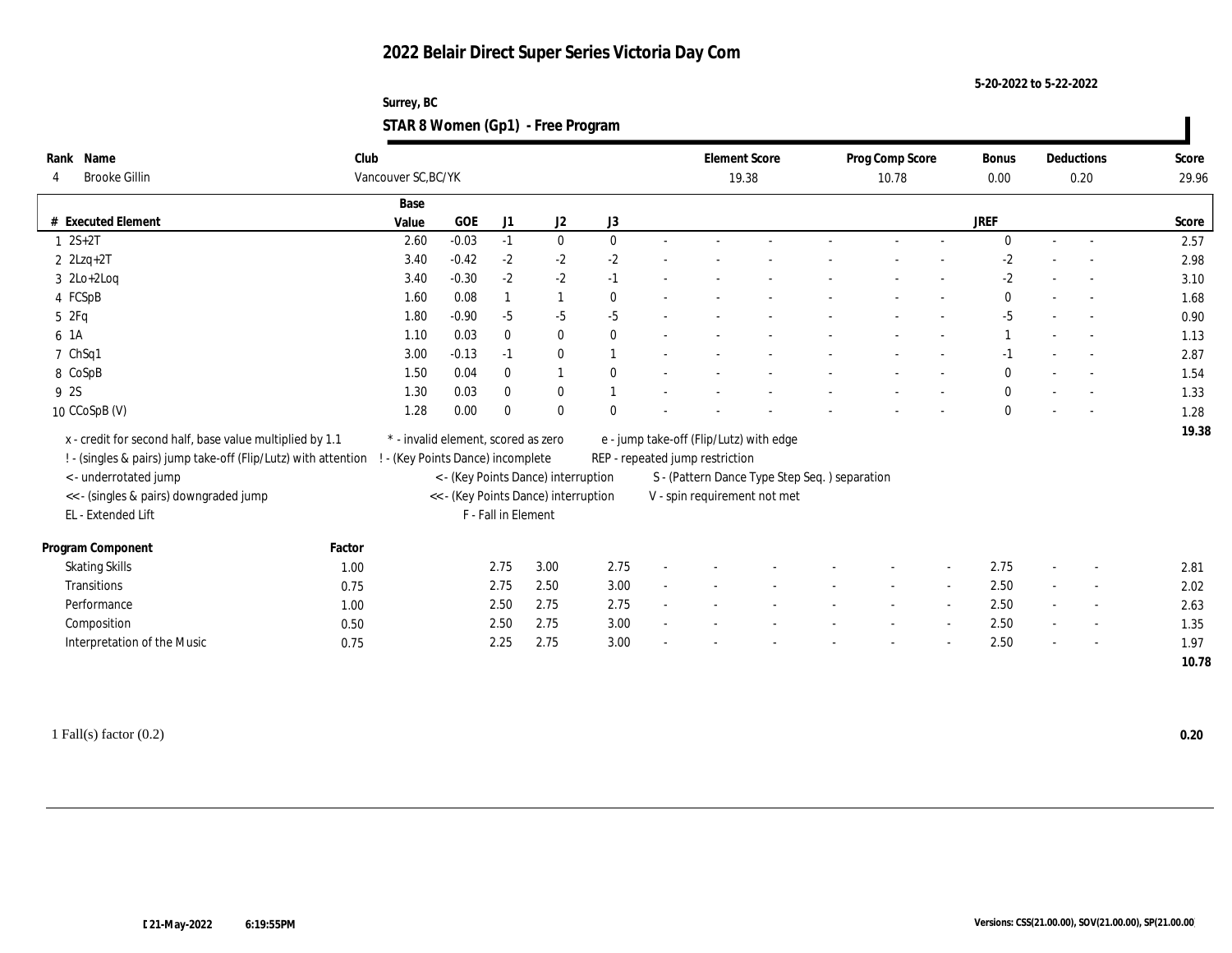# 2022 Belair Direct Super Series Victoria Day Com

5-20-2022 to 5-22-2022

Surrey, BC

## STAR 8 Women (Gp1) - Free Program

| Rank | Name | Club | Element Score | Prog Comp Score | Bonus | Deductions | Score |
|---|---|---|---|---|---|---|---|
| 4 | Brooke Gillin | Vancouver SC,BC/YK | 19.38 | 10.78 | 0.00 | 0.20 | 29.96 |

| # | Executed Element | Base Value | GOE | J1 | J2 | J3 | | | | | | | JREF | | | Score |
|---|---|---|---|---|---|---|---|---|---|---|---|---|---|---|---|---|
| 1 | 2S+2T | 2.60 | -0.03 | -1 | 0 | 0 | - | - | - | - | - | - | 0 | - | - | 2.57 |
| 2 | 2Lzq+2T | 3.40 | -0.42 | -2 | -2 | -2 | - | - | - | - | - | - | -2 | - | - | 2.98 |
| 3 | 2Lo+2Loq | 3.40 | -0.30 | -2 | -2 | -1 | - | - | - | - | - | - | -2 | - | - | 3.10 |
| 4 | FCSpB | 1.60 | 0.08 | 1 | 1 | 0 | - | - | - | - | - | - | 0 | - | - | 1.68 |
| 5 | 2Fq | 1.80 | -0.90 | -5 | -5 | -5 | - | - | - | - | - | - | -5 | - | - | 0.90 |
| 6 | 1A | 1.10 | 0.03 | 0 | 0 | 0 | - | - | - | - | - | - | 1 | - | - | 1.13 |
| 7 | ChSq1 | 3.00 | -0.13 | -1 | 0 | 1 | - | - | - | - | - | - | -1 | - | - | 2.87 |
| 8 | CoSpB | 1.50 | 0.04 | 0 | 1 | 0 | - | - | - | - | - | - | 0 | - | - | 1.54 |
| 9 | 2S | 1.30 | 0.03 | 0 | 0 | 1 | - | - | - | - | - | - | 0 | - | - | 1.33 |
| 10 | CCoSpB (V) | 1.28 | 0.00 | 0 | 0 | 0 | - | - | - | - | - | - | 0 | - | - | 1.28 |
| | | | | | | | | | | | | | | | | 19.38 |

x - credit for second half, base value multiplied by 1.1
! - (singles & pairs) jump take-off (Flip/Lutz) with attention
< - underrotated jump
<< - (singles & pairs) downgraded jump
EL - Extended Lift
\* - invalid element, scored as zero
! - (Key Points Dance) incomplete
< - (Key Points Dance) interruption
<< - (Key Points Dance) interruption
F - Fall in Element
e - jump take-off (Flip/Lutz) with edge
REP - repeated jump restriction
S - (Pattern Dance Type Step Seq. ) separation
V - spin requirement not met

| Program Component | Factor | J1 | J2 | J3 | | | | | | | JREF | | | Score |
|---|---|---|---|---|---|---|---|---|---|---|---|---|---|---|
| Skating Skills | 1.00 | 2.75 | 3.00 | 2.75 | - | - | - | - | - | - | 2.75 | - | - | 2.81 |
| Transitions | 0.75 | 2.75 | 2.50 | 3.00 | - | - | - | - | - | - | 2.50 | - | - | 2.02 |
| Performance | 1.00 | 2.50 | 2.75 | 2.75 | - | - | - | - | - | - | 2.50 | - | - | 2.63 |
| Composition | 0.50 | 2.50 | 2.75 | 3.00 | - | - | - | - | - | - | 2.50 | - | - | 1.35 |
| Interpretation of the Music | 0.75 | 2.25 | 2.75 | 3.00 | - | - | - | - | - | - | 2.50 | - | - | 1.97 |
| | | | | | | | | | | | | | | 10.78 |

1 Fall(s) factor (0.2) **0.20**

21-May-2022 6:19:55PM

Versions: CSS(21.00.00), SOV(21.00.00), SP(21.00.00)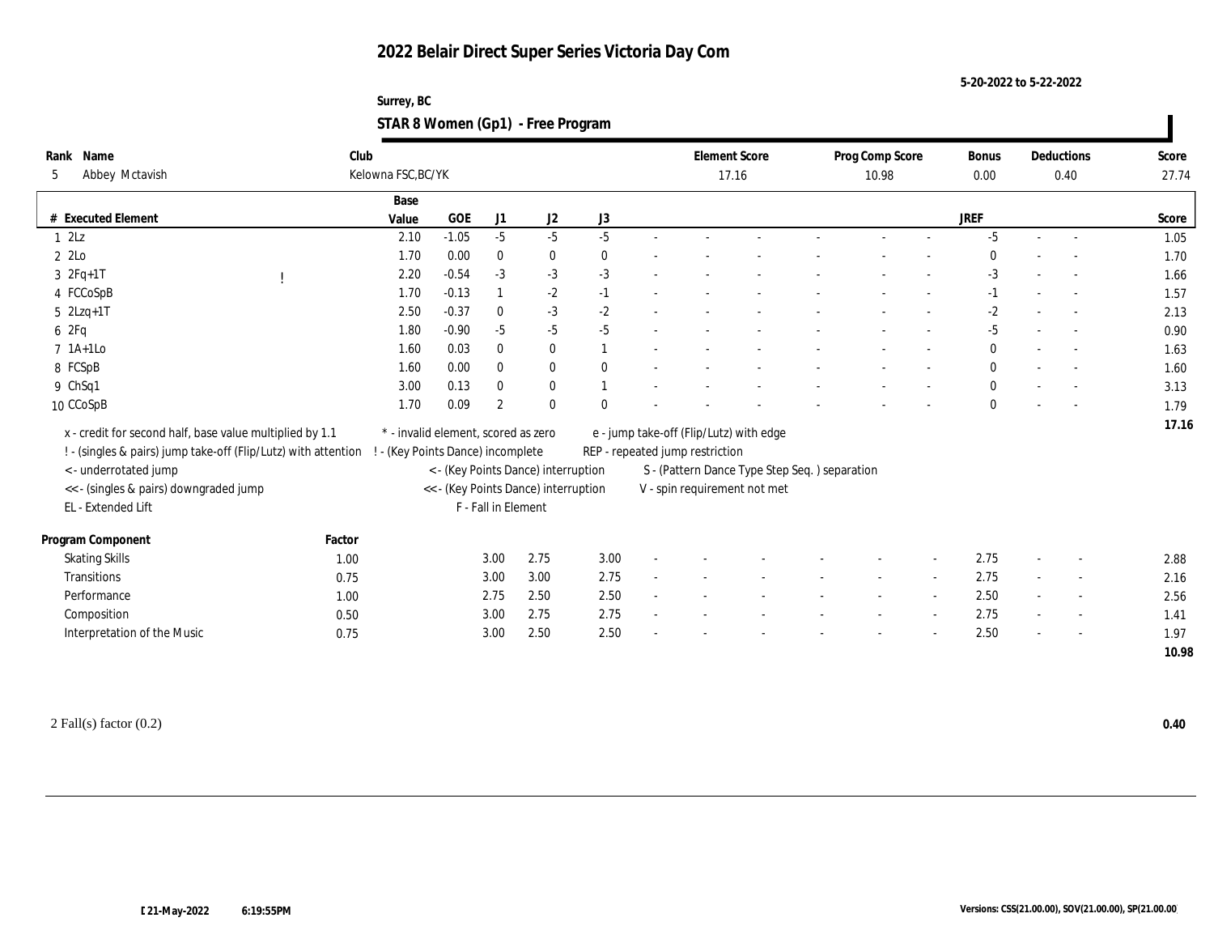# 2022 Belair Direct Super Series Victoria Day Com

5-20-2022 to 5-22-2022

Surrey, BC

## STAR 8 Women (Gp1) - Free Program

| Rank | Name | Club | Element Score | Prog Comp Score | Bonus | Deductions | Score |
|---|---|---|---|---|---|---|---|
| 5 | Abbey Mctavish | Kelowna FSC,BC/YK | 17.16 | 10.98 | 0.00 | 0.40 | 27.74 |

| # | Executed Element | | Base Value | GOE | J1 | J2 | J3 | | | | | | | | | JREF | | | Score |
|---|---|---|---|---|---|---|---|---|---|---|---|---|---|---|---|---|---|---|---|
| 1 | 2Lz | | 2.10 | -1.05 | -5 | -5 | -5 | - | - | - | - | - | - | - | - | -5 | - | - | 1.05 |
| 2 | 2Lo | | 1.70 | 0.00 | 0 | 0 | 0 | - | - | - | - | - | - | - | - | 0 | - | - | 1.70 |
| 3 | 2Fq+1T | ! | 2.20 | -0.54 | -3 | -3 | -3 | - | - | - | - | - | - | - | - | -3 | - | - | 1.66 |
| 4 | FCCoSpB | | 1.70 | -0.13 | 1 | -2 | -1 | - | - | - | - | - | - | - | - | -1 | - | - | 1.57 |
| 5 | 2Lzq+1T | | 2.50 | -0.37 | 0 | -3 | -2 | - | - | - | - | - | - | - | - | -2 | - | - | 2.13 |
| 6 | 2Fq | | 1.80 | -0.90 | -5 | -5 | -5 | - | - | - | - | - | - | - | - | -5 | - | - | 0.90 |
| 7 | 1A+1Lo | | 1.60 | 0.03 | 0 | 0 | 1 | - | - | - | - | - | - | - | - | 0 | - | - | 1.63 |
| 8 | FCSpB | | 1.60 | 0.00 | 0 | 0 | 0 | - | - | - | - | - | - | - | - | 0 | - | - | 1.60 |
| 9 | ChSq1 | | 3.00 | 0.13 | 0 | 0 | 1 | - | - | - | - | - | - | - | - | 0 | - | - | 3.13 |
| 10 | CCoSpB | | 1.70 | 0.09 | 2 | 0 | 0 | - | - | - | - | - | - | - | - | 0 | - | - | 1.79 |
| | | | | | | | | | | | | | | | | | | | 17.16 |

x - credit for second half, base value multiplied by 1.1
! - (singles & pairs) jump take-off (Flip/Lutz) with attention
< - underrotated jump
<< - (singles & pairs) downgraded jump
EL - Extended Lift
\* - invalid element, scored as zero
! - (Key Points Dance) incomplete
< - (Key Points Dance) interruption
<< - (Key Points Dance) interruption
F - Fall in Element
e - jump take-off (Flip/Lutz) with edge
REP - repeated jump restriction
S - (Pattern Dance Type Step Seq. ) separation
V - spin requirement not met

| Program Component | Factor | J1 | J2 | J3 | | | | | | | JREF | | | Score |
|---|---|---|---|---|---|---|---|---|---|---|---|---|---|---|
| Skating Skills | 1.00 | 3.00 | 2.75 | 3.00 | - | - | - | - | - | - | 2.75 | - | - | 2.88 |
| Transitions | 0.75 | 3.00 | 3.00 | 2.75 | - | - | - | - | - | - | 2.75 | - | - | 2.16 |
| Performance | 1.00 | 2.75 | 2.50 | 2.50 | - | - | - | - | - | - | 2.50 | - | - | 2.56 |
| Composition | 0.50 | 3.00 | 2.75 | 2.75 | - | - | - | - | - | - | 2.75 | - | - | 1.41 |
| Interpretation of the Music | 0.75 | 3.00 | 2.50 | 2.50 | - | - | - | - | - | - | 2.50 | - | - | 1.97 |
| | | | | | | | | | | | | | | 10.98 |

2 Fall(s) factor (0.2) **0.40**

21-May-2022 6:19:55PM

Versions: CSS(21.00.00), SOV(21.00.00), SP(21.00.00)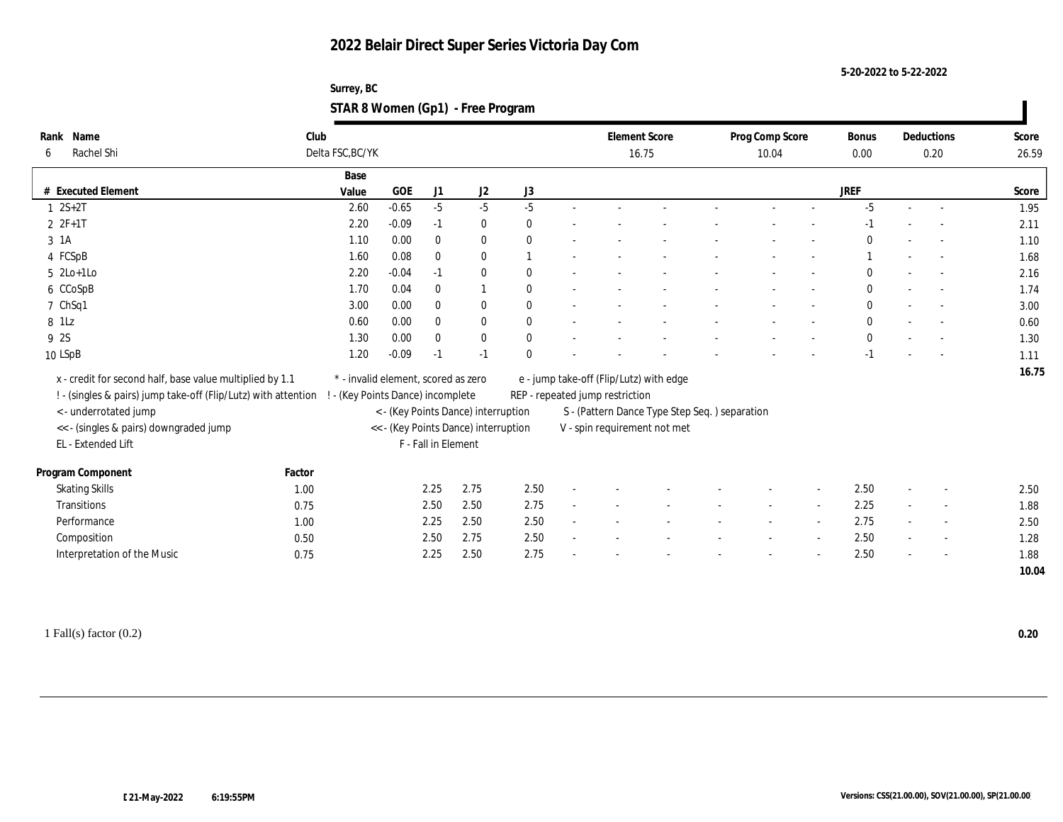# 2022 Belair Direct Super Series Victoria Day Com

5-20-2022 to 5-22-2022

Surrey, BC

## STAR 8 Women (Gp1) - Free Program

| Rank | Name | Club | Element Score | Prog Comp Score | Bonus | Deductions | Score |
|---|---|---|---|---|---|---|---|
| 6 | Rachel Shi | Delta FSC,BC/YK | 16.75 | 10.04 | 0.00 | 0.20 | 26.59 |

| # | Executed Element | Base Value | GOE | J1 | J2 | J3 | | | | | | | | | JREF | | | Score |
|---|---|---|---|---|---|---|---|---|---|---|---|---|---|---|---|---|---|---|
| 1 | 2S+2T | 2.60 | -0.65 | -5 | -5 | -5 | - | - | - | - | - | - | - | - | -5 | - | - | 1.95 |
| 2 | 2F+1T | 2.20 | -0.09 | -1 | 0 | 0 | - | - | - | - | - | - | - | - | -1 | - | - | 2.11 |
| 3 | 1A | 1.10 | 0.00 | 0 | 0 | 0 | - | - | - | - | - | - | - | - | 0 | - | - | 1.10 |
| 4 | FCSpB | 1.60 | 0.08 | 0 | 0 | 1 | - | - | - | - | - | - | - | - | 1 | - | - | 1.68 |
| 5 | 2Lo+1Lo | 2.20 | -0.04 | -1 | 0 | 0 | - | - | - | - | - | - | - | - | 0 | - | - | 2.16 |
| 6 | CCoSpB | 1.70 | 0.04 | 0 | 1 | 0 | - | - | - | - | - | - | - | - | 0 | - | - | 1.74 |
| 7 | ChSq1 | 3.00 | 0.00 | 0 | 0 | 0 | - | - | - | - | - | - | - | - | 0 | - | - | 3.00 |
| 8 | 1Lz | 0.60 | 0.00 | 0 | 0 | 0 | - | - | - | - | - | - | - | - | 0 | - | - | 0.60 |
| 9 | 2S | 1.30 | 0.00 | 0 | 0 | 0 | - | - | - | - | - | - | - | - | 0 | - | - | 1.30 |
| 10 | LSpB | 1.20 | -0.09 | -1 | -1 | 0 | - | - | - | - | - | - | - | - | -1 | - | - | 1.11 |
| | | | | | | | | | | | | | | | | | | 16.75 |

x - credit for second half, base value multiplied by 1.1
! - (singles & pairs) jump take-off (Flip/Lutz) with attention
< - underrotated jump
<< - (singles & pairs) downgraded jump
EL - Extended Lift
* - invalid element, scored as zero
! - (Key Points Dance) incomplete
< - (Key Points Dance) interruption
<< - (Key Points Dance) interruption
F - Fall in Element
e - jump take-off (Flip/Lutz) with edge
REP - repeated jump restriction
S - (Pattern Dance Type Step Seq. ) separation
V - spin requirement not met

| Program Component | Factor | J1 | J2 | J3 | | | | | | | JREF | | | Score |
|---|---|---|---|---|---|---|---|---|---|---|---|---|---|---|
| Skating Skills | 1.00 | 2.25 | 2.75 | 2.50 | - | - | - | - | - | - | 2.50 | - | - | 2.50 |
| Transitions | 0.75 | 2.50 | 2.50 | 2.75 | - | - | - | - | - | - | 2.25 | - | - | 1.88 |
| Performance | 1.00 | 2.25 | 2.50 | 2.50 | - | - | - | - | - | - | 2.75 | - | - | 2.50 |
| Composition | 0.50 | 2.50 | 2.75 | 2.50 | - | - | - | - | - | - | 2.50 | - | - | 1.28 |
| Interpretation of the Music | 0.75 | 2.25 | 2.50 | 2.75 | - | - | - | - | - | - | 2.50 | - | - | 1.88 |
| | | | | | | | | | | | | | | 10.04 |

1 Fall(s) factor (0.2) **0.20**

21-May-2022 6:19:55PM

Versions: CSS(21.00.00), SOV(21.00.00), SP(21.00.00)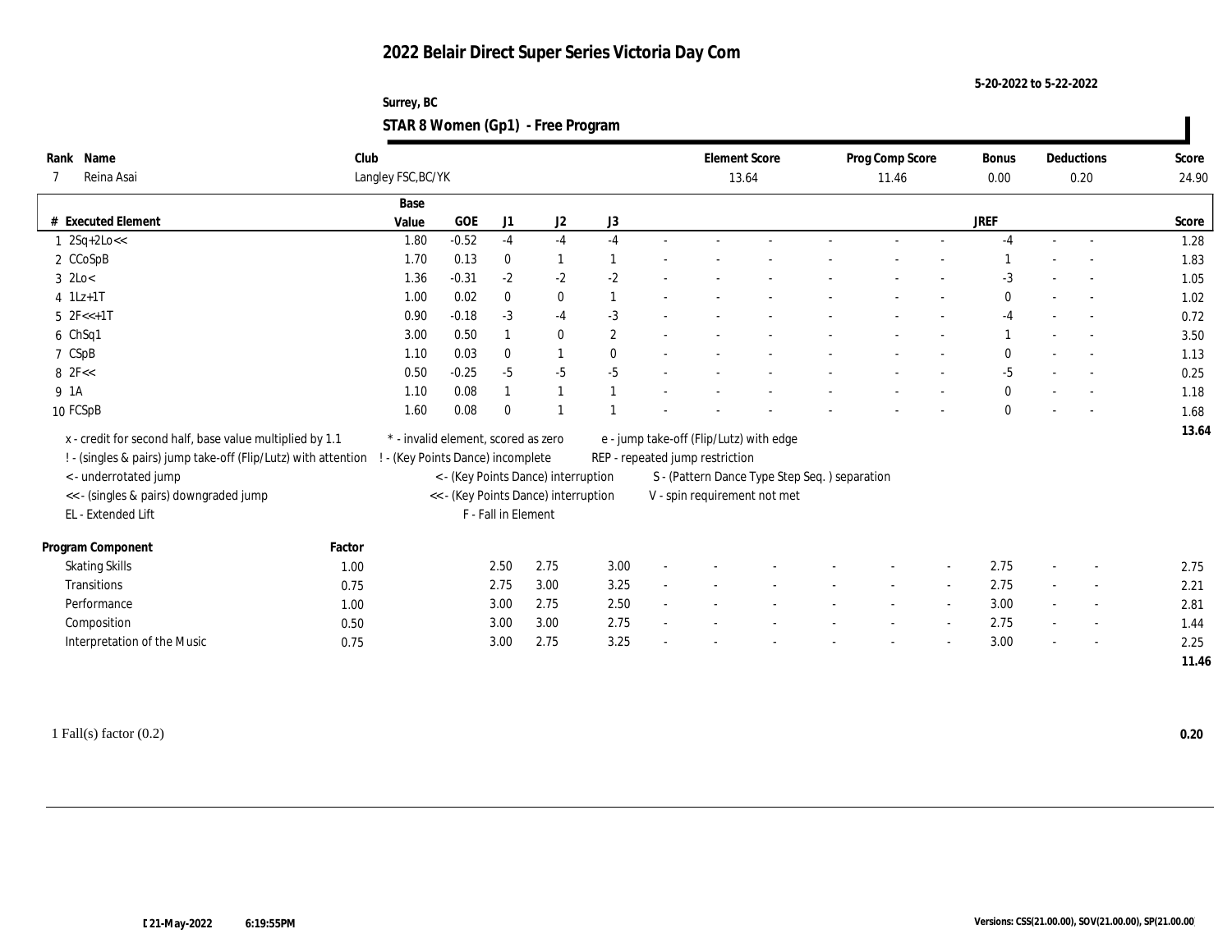# 2022 Belair Direct Super Series Victoria Day Com

5-20-2022 to 5-22-2022

Surrey, BC

## STAR 8 Women (Gp1) - Free Program

| Rank | Name | Club | Element Score | Prog Comp Score | Bonus | Deductions | Score |
|---|---|---|---|---|---|---|---|
| 7 | Reina Asai | Langley FSC,BC/YK | 13.64 | 11.46 | 0.00 | 0.20 | 24.90 |

| # | Executed Element | Base Value | GOE | J1 | J2 | J3 | | | | | | | | | JREF | | | Score |
|---|---|---|---|---|---|---|---|---|---|---|---|---|---|---|---|---|---|---|
| 1 | 2Sq+2Lo<< | 1.80 | -0.52 | -4 | -4 | -4 | - | - | - | - | - | - | - | - | -4 | - | - | 1.28 |
| 2 | CCoSpB | 1.70 | 0.13 | 0 | 1 | 1 | - | - | - | - | - | - | - | - | 1 | - | - | 1.83 |
| 3 | 2Lo< | 1.36 | -0.31 | -2 | -2 | -2 | - | - | - | - | - | - | - | - | -3 | - | - | 1.05 |
| 4 | 1Lz+1T | 1.00 | 0.02 | 0 | 0 | 1 | - | - | - | - | - | - | - | - | 0 | - | - | 1.02 |
| 5 | 2F<<+1T | 0.90 | -0.18 | -3 | -4 | -3 | - | - | - | - | - | - | - | - | -4 | - | - | 0.72 |
| 6 | ChSq1 | 3.00 | 0.50 | 1 | 0 | 2 | - | - | - | - | - | - | - | - | 1 | - | - | 3.50 |
| 7 | CSpB | 1.10 | 0.03 | 0 | 1 | 0 | - | - | - | - | - | - | - | - | 0 | - | - | 1.13 |
| 8 | 2F<< | 0.50 | -0.25 | -5 | -5 | -5 | - | - | - | - | - | - | - | - | -5 | - | - | 0.25 |
| 9 | 1A | 1.10 | 0.08 | 1 | 1 | 1 | - | - | - | - | - | - | - | - | 0 | - | - | 1.18 |
| 10 | FCSpB | 1.60 | 0.08 | 0 | 1 | 1 | - | - | - | - | - | - | - | - | 0 | - | - | 1.68 |
| | | | | | | | | | | | | | | | | | | 13.64 |

x - credit for second half, base value multiplied by 1.1
! - (singles & pairs) jump take-off (Flip/Lutz) with attention
< - underrotated jump
<< - (singles & pairs) downgraded jump
EL - Extended Lift
* - invalid element, scored as zero
! - (Key Points Dance) incomplete
< - (Key Points Dance) interruption
<< - (Key Points Dance) interruption
F - Fall in Element
e - jump take-off (Flip/Lutz) with edge
REP - repeated jump restriction
S - (Pattern Dance Type Step Seq. ) separation
V - spin requirement not met

| Program Component | Factor | J1 | J2 | J3 | | | | | | | | | JREF | | | Score |
|---|---|---|---|---|---|---|---|---|---|---|---|---|---|---|---|---|
| Skating Skills | 1.00 | 2.50 | 2.75 | 3.00 | - | - | - | - | - | - | - | - | 2.75 | - | - | 2.75 |
| Transitions | 0.75 | 2.75 | 3.00 | 3.25 | - | - | - | - | - | - | - | - | 2.75 | - | - | 2.21 |
| Performance | 1.00 | 3.00 | 2.75 | 2.50 | - | - | - | - | - | - | - | - | 3.00 | - | - | 2.81 |
| Composition | 0.50 | 3.00 | 3.00 | 2.75 | - | - | - | - | - | - | - | - | 2.75 | - | - | 1.44 |
| Interpretation of the Music | 0.75 | 3.00 | 2.75 | 3.25 | - | - | - | - | - | - | - | - | 3.00 | - | - | 2.25 |
| | | | | | | | | | | | | | | | | 11.46 |

1 Fall(s) factor (0.2) **0.20**

21-May-2022 6:19:55PM

Versions: CSS(21.00.00), SOV(21.00.00), SP(21.00.00)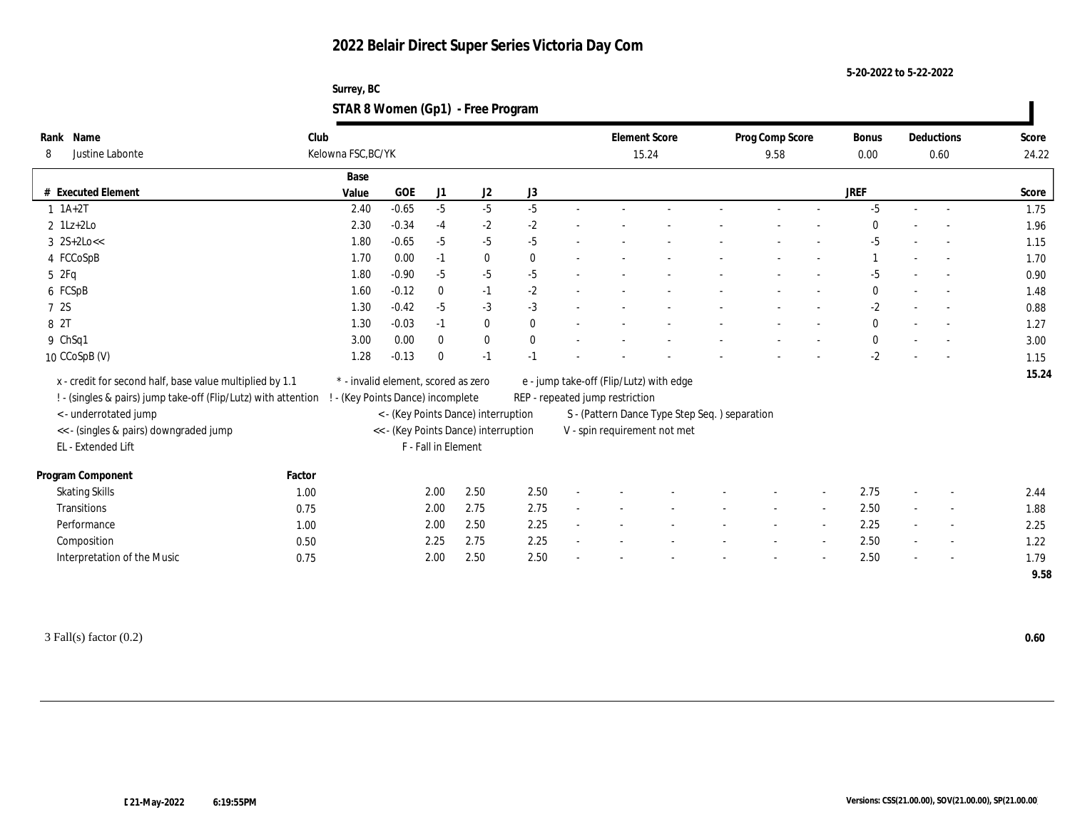# 2022 Belair Direct Super Series Victoria Day Com

5-20-2022 to 5-22-2022

Surrey, BC

## STAR 8 Women (Gp1) - Free Program

| Rank | Name | Club | Element Score | Prog Comp Score | Bonus | Deductions | Score |
|---|---|---|---|---|---|---|---|
| 8 | Justine Labonte | Kelowna FSC,BC/YK | 15.24 | 9.58 | 0.00 | 0.60 | 24.22 |

| # | Executed Element | Base Value | GOE | J1 | J2 | J3 | | | | | | | | | JREF | | | Score |
|---|---|---|---|---|---|---|---|---|---|---|---|---|---|---|---|---|---|---|
| 1 | 1A+2T | 2.40 | -0.65 | -5 | -5 | -5 | - | - | - | - | - | - | - | - | -5 | - | - | 1.75 |
| 2 | 1Lz+2Lo | 2.30 | -0.34 | -4 | -2 | -2 | - | - | - | - | - | - | - | - | 0 | - | - | 1.96 |
| 3 | 2S+2Lo<< | 1.80 | -0.65 | -5 | -5 | -5 | - | - | - | - | - | - | - | - | -5 | - | - | 1.15 |
| 4 | FCCoSpB | 1.70 | 0.00 | -1 | 0 | 0 | - | - | - | - | - | - | - | - | 1 | - | - | 1.70 |
| 5 | 2Fq | 1.80 | -0.90 | -5 | -5 | -5 | - | - | - | - | - | - | - | - | -5 | - | - | 0.90 |
| 6 | FCSpB | 1.60 | -0.12 | 0 | -1 | -2 | - | - | - | - | - | - | - | - | 0 | - | - | 1.48 |
| 7 | 2S | 1.30 | -0.42 | -5 | -3 | -3 | - | - | - | - | - | - | - | - | -2 | - | - | 0.88 |
| 8 | 2T | 1.30 | -0.03 | -1 | 0 | 0 | - | - | - | - | - | - | - | - | 0 | - | - | 1.27 |
| 9 | ChSq1 | 3.00 | 0.00 | 0 | 0 | 0 | - | - | - | - | - | - | - | - | 0 | - | - | 3.00 |
| 10 | CCoSpB (V) | 1.28 | -0.13 | 0 | -1 | -1 | - | - | - | - | - | - | - | - | -2 | - | - | 1.15 |
| | | | | | | | | | | | | | | | | | | 15.24 |

x - credit for second half, base value multiplied by 1.1
! - (singles & pairs) jump take-off (Flip/Lutz) with attention
< - underrotated jump
<< - (singles & pairs) downgraded jump
EL - Extended Lift
\* - invalid element, scored as zero
! - (Key Points Dance) incomplete
< - (Key Points Dance) interruption
<< - (Key Points Dance) interruption
F - Fall in Element
e - jump take-off (Flip/Lutz) with edge
REP - repeated jump restriction
S - (Pattern Dance Type Step Seq. ) separation
V - spin requirement not met

| Program Component | Factor | J1 | J2 | J3 | | | | | | | | | JREF | | | Score |
|---|---|---|---|---|---|---|---|---|---|---|---|---|---|---|---|---|
| Skating Skills | 1.00 | 2.00 | 2.50 | 2.50 | - | - | - | - | - | - | - | - | 2.75 | - | - | 2.44 |
| Transitions | 0.75 | 2.00 | 2.75 | 2.75 | - | - | - | - | - | - | - | - | 2.50 | - | - | 1.88 |
| Performance | 1.00 | 2.00 | 2.50 | 2.25 | - | - | - | - | - | - | - | - | 2.25 | - | - | 2.25 |
| Composition | 0.50 | 2.25 | 2.75 | 2.25 | - | - | - | - | - | - | - | - | 2.50 | - | - | 1.22 |
| Interpretation of the Music | 0.75 | 2.00 | 2.50 | 2.50 | - | - | - | - | - | - | - | - | 2.50 | - | - | 1.79 |
| | | | | | | | | | | | | | | | | 9.58 |

3 Fall(s) factor (0.2) **0.60**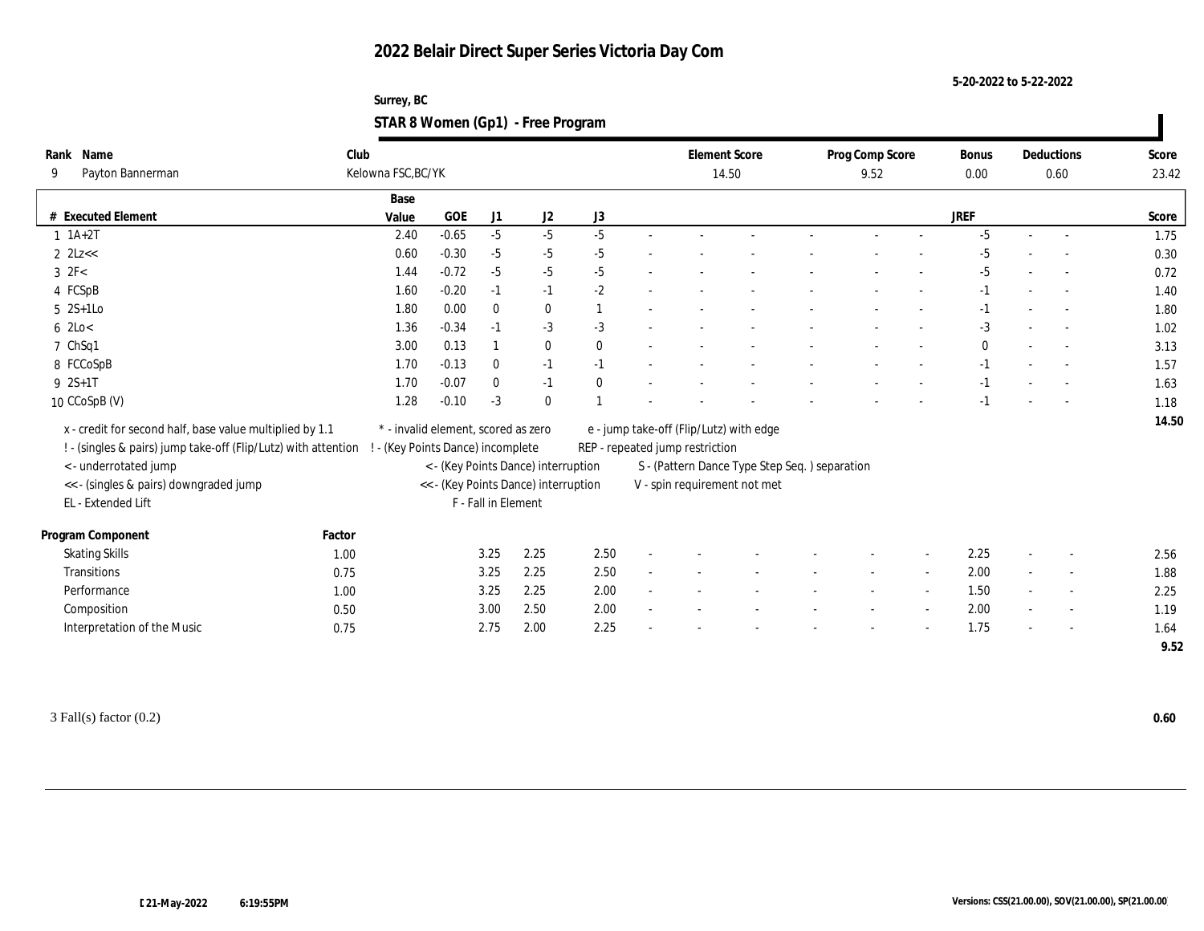# 2022 Belair Direct Super Series Victoria Day Com

5-20-2022 to 5-22-2022

Surrey, BC

## STAR 8 Women (Gp1) - Free Program

| Rank | Name | Club | Element Score | Prog Comp Score | Bonus | Deductions | Score |
|---|---|---|---|---|---|---|---|
| 9 | Payton Bannerman | Kelowna FSC,BC/YK | 14.50 | 9.52 | 0.00 | 0.60 | 23.42 |

| # | Executed Element | Base Value | GOE | J1 | J2 | J3 | | | | | | | JREF | | | Score |
|---|---|---|---|---|---|---|---|---|---|---|---|---|---|---|---|---|
| 1 | 1A+2T | 2.40 | -0.65 | -5 | -5 | -5 | - | - | - | - | - | - | -5 | - | - | 1.75 |
| 2 | 2Lz<< | 0.60 | -0.30 | -5 | -5 | -5 | - | - | - | - | - | - | -5 | - | - | 0.30 |
| 3 | 2F< | 1.44 | -0.72 | -5 | -5 | -5 | - | - | - | - | - | - | -5 | - | - | 0.72 |
| 4 | FCSpB | 1.60 | -0.20 | -1 | -1 | -2 | - | - | - | - | - | - | -1 | - | - | 1.40 |
| 5 | 2S+1Lo | 1.80 | 0.00 | 0 | 0 | 1 | - | - | - | - | - | - | -1 | - | - | 1.80 |
| 6 | 2Lo< | 1.36 | -0.34 | -1 | -3 | -3 | - | - | - | - | - | - | -3 | - | - | 1.02 |
| 7 | ChSq1 | 3.00 | 0.13 | 1 | 0 | 0 | - | - | - | - | - | - | 0 | - | - | 3.13 |
| 8 | FCCoSpB | 1.70 | -0.13 | 0 | -1 | -1 | - | - | - | - | - | - | -1 | - | - | 1.57 |
| 9 | 2S+1T | 1.70 | -0.07 | 0 | -1 | 0 | - | - | - | - | - | - | -1 | - | - | 1.63 |
| 10 | CCoSpB (V) | 1.28 | -0.10 | -3 | 0 | 1 | - | - | - | - | - | - | -1 | - | - | 1.18 |
| | | | | | | | | | | | | | | | | 14.50 |

x - credit for second half, base value multiplied by 1.1
! - (singles & pairs) jump take-off (Flip/Lutz) with attention
< - underrotated jump
<< - (singles & pairs) downgraded jump
EL - Extended Lift
* - invalid element, scored as zero
! - (Key Points Dance) incomplete
< - (Key Points Dance) interruption
<< - (Key Points Dance) interruption
F - Fall in Element
e - jump take-off (Flip/Lutz) with edge
REP - repeated jump restriction
S - (Pattern Dance Type Step Seq. ) separation
V - spin requirement not met

| Program Component | Factor | J1 | J2 | J3 | | | | | | | JREF | | | Score |
|---|---|---|---|---|---|---|---|---|---|---|---|---|---|---|
| Skating Skills | 1.00 | 3.25 | 2.25 | 2.50 | - | - | - | - | - | - | 2.25 | - | - | 2.56 |
| Transitions | 0.75 | 3.25 | 2.25 | 2.50 | - | - | - | - | - | - | 2.00 | - | - | 1.88 |
| Performance | 1.00 | 3.25 | 2.25 | 2.00 | - | - | - | - | - | - | 1.50 | - | - | 2.25 |
| Composition | 0.50 | 3.00 | 2.50 | 2.00 | - | - | - | - | - | - | 2.00 | - | - | 1.19 |
| Interpretation of the Music | 0.75 | 2.75 | 2.00 | 2.25 | - | - | - | - | - | - | 1.75 | - | - | 1.64 |
| | | | | | | | | | | | | | | 9.52 |

3 Fall(s) factor (0.2) **0.60**

21-May-2022 6:19:55PM

Versions: CSS(21.00.00), SOV(21.00.00), SP(21.00.00)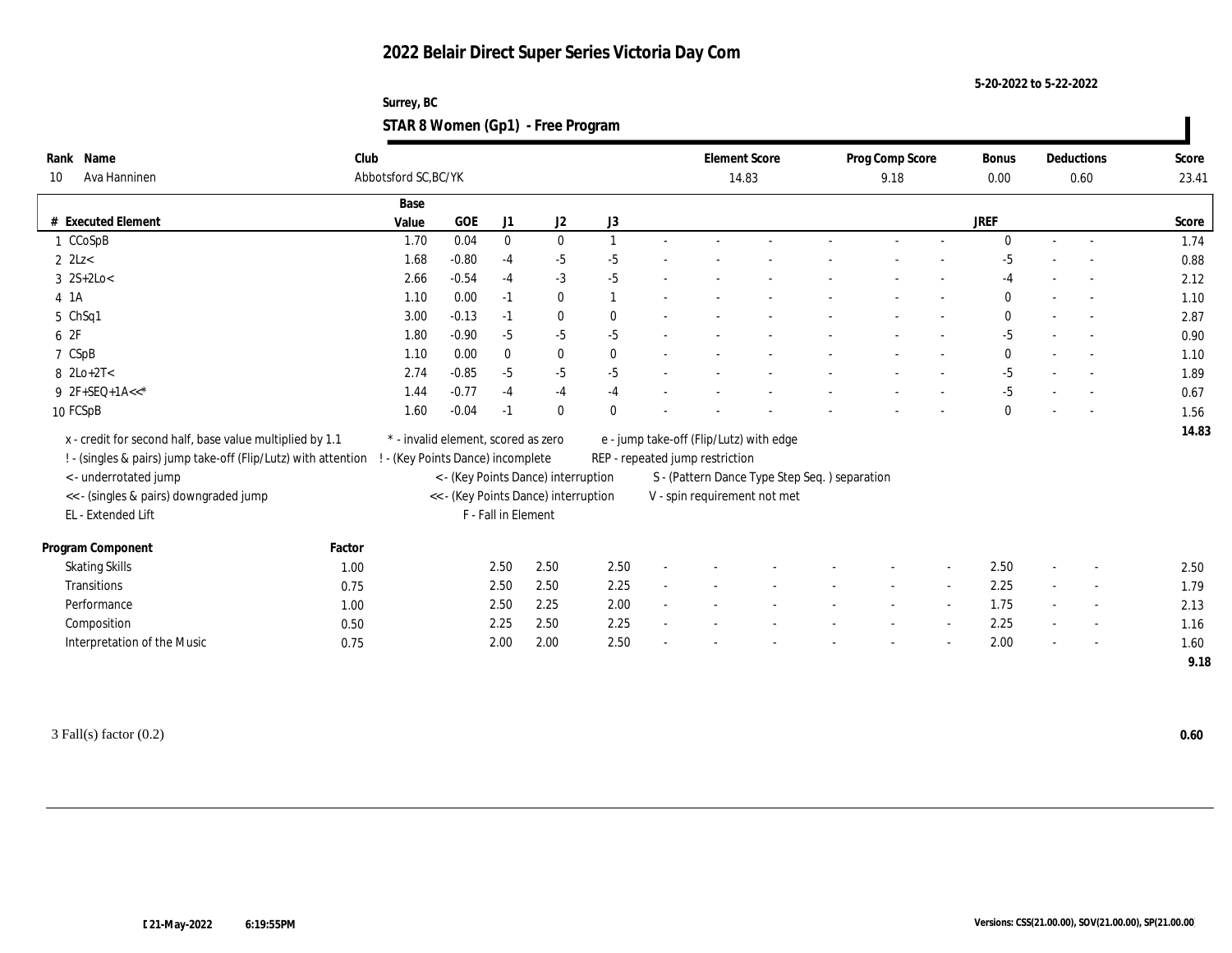# 2022 Belair Direct Super Series Victoria Day Com

5-20-2022 to 5-22-2022

Surrey, BC

## STAR 8 Women (Gp1) - Free Program

| Rank | Name | Club | Element Score | Prog Comp Score | Bonus | Deductions | Score |
|---|---|---|---|---|---|---|---|
| 10 | Ava Hanninen | Abbotsford SC,BC/YK | 14.83 | 9.18 | 0.00 | 0.60 | 23.41 |

| # | Executed Element | Base Value | GOE | J1 | J2 | J3 | | | | | | | JREF | | | Score |
|---|---|---|---|---|---|---|---|---|---|---|---|---|---|---|---|---|
| 1 | CCoSpB | 1.70 | 0.04 | 0 | 0 | 1 | - | - | - | - | - | - | 0 | - | - | 1.74 |
| 2 | 2Lz< | 1.68 | -0.80 | -4 | -5 | -5 | - | - | - | - | - | - | -5 | - | - | 0.88 |
| 3 | 2S+2Lo< | 2.66 | -0.54 | -4 | -3 | -5 | - | - | - | - | - | - | -4 | - | - | 2.12 |
| 4 | 1A | 1.10 | 0.00 | -1 | 0 | 1 | - | - | - | - | - | - | 0 | - | - | 1.10 |
| 5 | ChSq1 | 3.00 | -0.13 | -1 | 0 | 0 | - | - | - | - | - | - | 0 | - | - | 2.87 |
| 6 | 2F | 1.80 | -0.90 | -5 | -5 | -5 | - | - | - | - | - | - | -5 | - | - | 0.90 |
| 7 | CSpB | 1.10 | 0.00 | 0 | 0 | 0 | - | - | - | - | - | - | 0 | - | - | 1.10 |
| 8 | 2Lo+2T< | 2.74 | -0.85 | -5 | -5 | -5 | - | - | - | - | - | - | -5 | - | - | 1.89 |
| 9 | 2F+SEQ+1A<<* | 1.44 | -0.77 | -4 | -4 | -4 | - | - | - | - | - | - | -5 | - | - | 0.67 |
| 10 | FCSpB | 1.60 | -0.04 | -1 | 0 | 0 | - | - | - | - | - | - | 0 | - | - | 1.56 |
| | | | | | | | | | | | | | | | | 14.83 |

x - credit for second half, base value multiplied by 1.1
! - (singles & pairs) jump take-off (Flip/Lutz) with attention
< - underrotated jump
<< - (singles & pairs) downgraded jump
EL - Extended Lift
* - invalid element, scored as zero
! - (Key Points Dance) incomplete
< - (Key Points Dance) interruption
<< - (Key Points Dance) interruption
F - Fall in Element
e - jump take-off (Flip/Lutz) with edge
REP - repeated jump restriction
S - (Pattern Dance Type Step Seq. ) separation
V - spin requirement not met

| Program Component | Factor | J1 | J2 | J3 | | | | | | | JREF | | | Score |
|---|---|---|---|---|---|---|---|---|---|---|---|---|---|---|
| Skating Skills | 1.00 | 2.50 | 2.50 | 2.50 | - | - | - | - | - | - | 2.50 | - | - | 2.50 |
| Transitions | 0.75 | 2.50 | 2.50 | 2.25 | - | - | - | - | - | - | 2.25 | - | - | 1.79 |
| Performance | 1.00 | 2.50 | 2.25 | 2.00 | - | - | - | - | - | - | 1.75 | - | - | 2.13 |
| Composition | 0.50 | 2.25 | 2.50 | 2.25 | - | - | - | - | - | - | 2.25 | - | - | 1.16 |
| Interpretation of the Music | 0.75 | 2.00 | 2.00 | 2.50 | - | - | - | - | - | - | 2.00 | - | - | 1.60 |
| | | | | | | | | | | | | | | 9.18 |

3 Fall(s) factor (0.2) **0.60**

21-May-2022 6:19:55PM

Versions: CSS(21.00.00), SOV(21.00.00), SP(21.00.00)